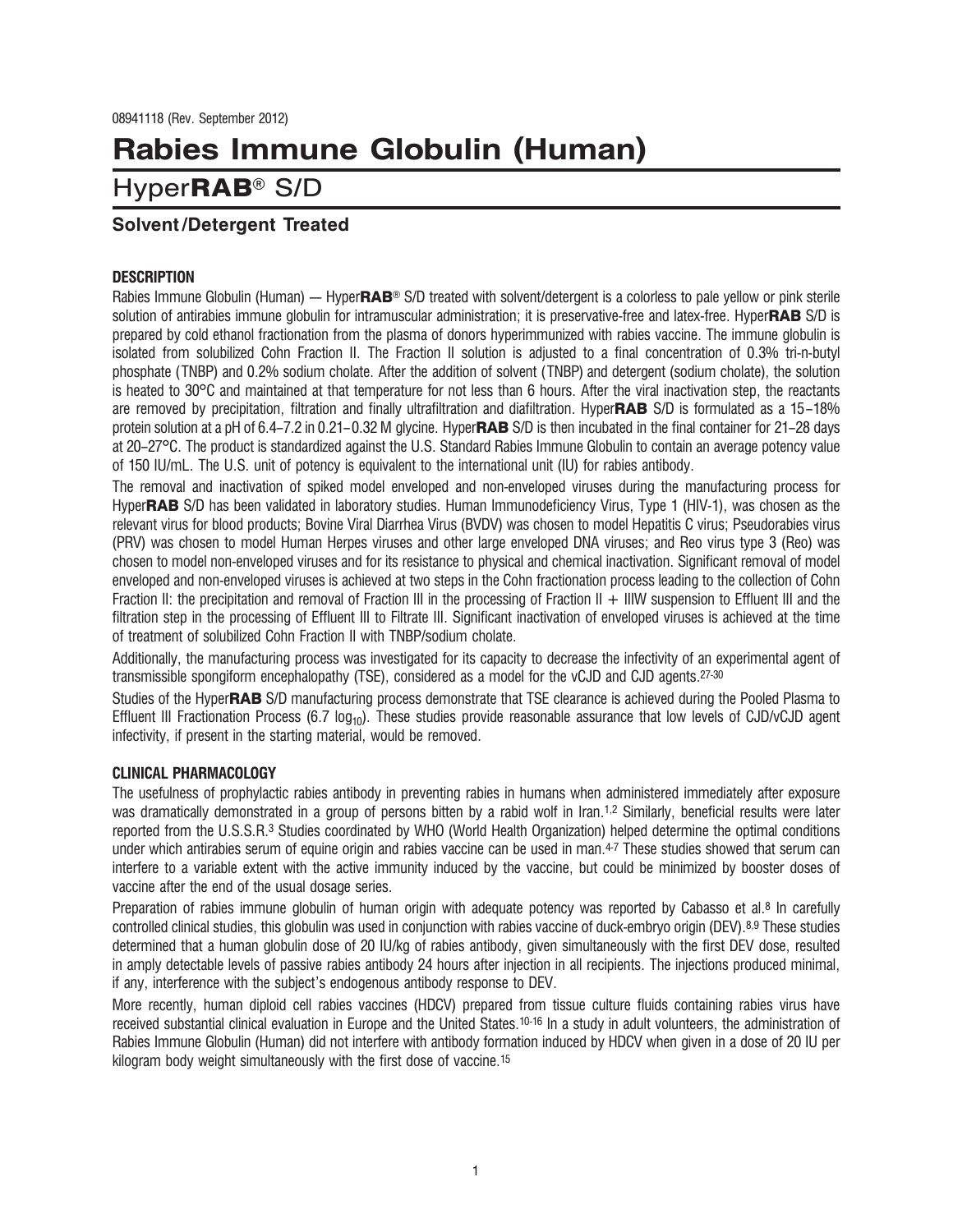08941118 (Rev. September 2012)

# Rabies Immune Globulin (Human)

## Hyper**RAB**® S/D

### Solvent/Detergent Treated

#### DESCRIPTION

Rabies Immune Globulin (Human) — Hyper**RAB**® S/D treated with solvent/detergent is a colorless to pale yellow or pink sterile solution of antirabies immune globulin for intramuscular administration; it is preservative-free and latex-free. Hyper**RAB** S/D is prepared by cold ethanol fractionation from the plasma of donors hyperimmunized with rabies vaccine. The immune globulin is isolated from solubilized Cohn Fraction II. The Fraction II solution is adjusted to a final concentration of 0.3% tri-n-butyl phosphate (TNBP) and 0.2% sodium cholate. After the addition of solvent (TNBP) and detergent (sodium cholate), the solution is heated to 30°C and maintained at that temperature for not less than 6 hours. After the viral inactivation step, the reactants are removed by precipitation, filtration and finally ultrafiltration and diafiltration. Hyper**RAB** S/D is formulated as a 15–18% protein solution at a pH of 6.4–7.2 in 0.21–0.32 M glycine. Hyper**RAB** S/D is then incubated in the final container for 21–28 days at 20–27°C. The product is standardized against the U.S. Standard Rabies Immune Globulin to contain an average potency value of 150 IU/mL. The U.S. unit of potency is equivalent to the international unit (IU) for rabies antibody.

The removal and inactivation of spiked model enveloped and non-enveloped viruses during the manufacturing process for Hyper**RAB** S/D has been validated in laboratory studies. Human Immunodeficiency Virus, Type 1 (HIV-1), was chosen as the relevant virus for blood products; Bovine Viral Diarrhea Virus (BVDV) was chosen to model Hepatitis C virus; Pseudorabies virus (PRV) was chosen to model Human Herpes viruses and other large enveloped DNA viruses; and Reo virus type 3 (Reo) was chosen to model non-enveloped viruses and for its resistance to physical and chemical inactivation. Significant removal of model enveloped and non-enveloped viruses is achieved at two steps in the Cohn fractionation process leading to the collection of Cohn Fraction II: the precipitation and removal of Fraction III in the processing of Fraction II + IIIW suspension to Effluent III and the filtration step in the processing of Effluent III to Filtrate III. Significant inactivation of enveloped viruses is achieved at the time of treatment of solubilized Cohn Fraction II with TNBP/sodium cholate.

Additionally, the manufacturing process was investigated for its capacity to decrease the infectivity of an experimental agent of transmissible spongiform encephalopathy (TSE), considered as a model for the vCJD and CJD agents.[27-30]

Studies of the Hyper**RAB** S/D manufacturing process demonstrate that TSE clearance is achieved during the Pooled Plasma to Effluent III Fractionation Process (6.7 $\log_{10}$). These studies provide reasonable assurance that low levels of CJD/vCJD agent infectivity, if present in the starting material, would be removed.

#### CLINICAL PHARMACOLOGY

The usefulness of prophylactic rabies antibody in preventing rabies in humans when administered immediately after exposure was dramatically demonstrated in a group of persons bitten by a rabid wolf in Iran.[1,2] Similarly, beneficial results were later reported from the U.S.S.R.[3] Studies coordinated by WHO (World Health Organization) helped determine the optimal conditions under which antirabies serum of equine origin and rabies vaccine can be used in man.[4-7] These studies showed that serum can interfere to a variable extent with the active immunity induced by the vaccine, but could be minimized by booster doses of vaccine after the end of the usual dosage series.

Preparation of rabies immune globulin of human origin with adequate potency was reported by Cabasso et al.[8] In carefully controlled clinical studies, this globulin was used in conjunction with rabies vaccine of duck-embryo origin (DEV).[8,9] These studies determined that a human globulin dose of 20 IU/kg of rabies antibody, given simultaneously with the first DEV dose, resulted in amply detectable levels of passive rabies antibody 24 hours after injection in all recipients. The injections produced minimal, if any, interference with the subject's endogenous antibody response to DEV.

More recently, human diploid cell rabies vaccines (HDCV) prepared from tissue culture fluids containing rabies virus have received substantial clinical evaluation in Europe and the United States.[10-16] In a study in adult volunteers, the administration of Rabies Immune Globulin (Human) did not interfere with antibody formation induced by HDCV when given in a dose of 20 IU per kilogram body weight simultaneously with the first dose of vaccine.[15]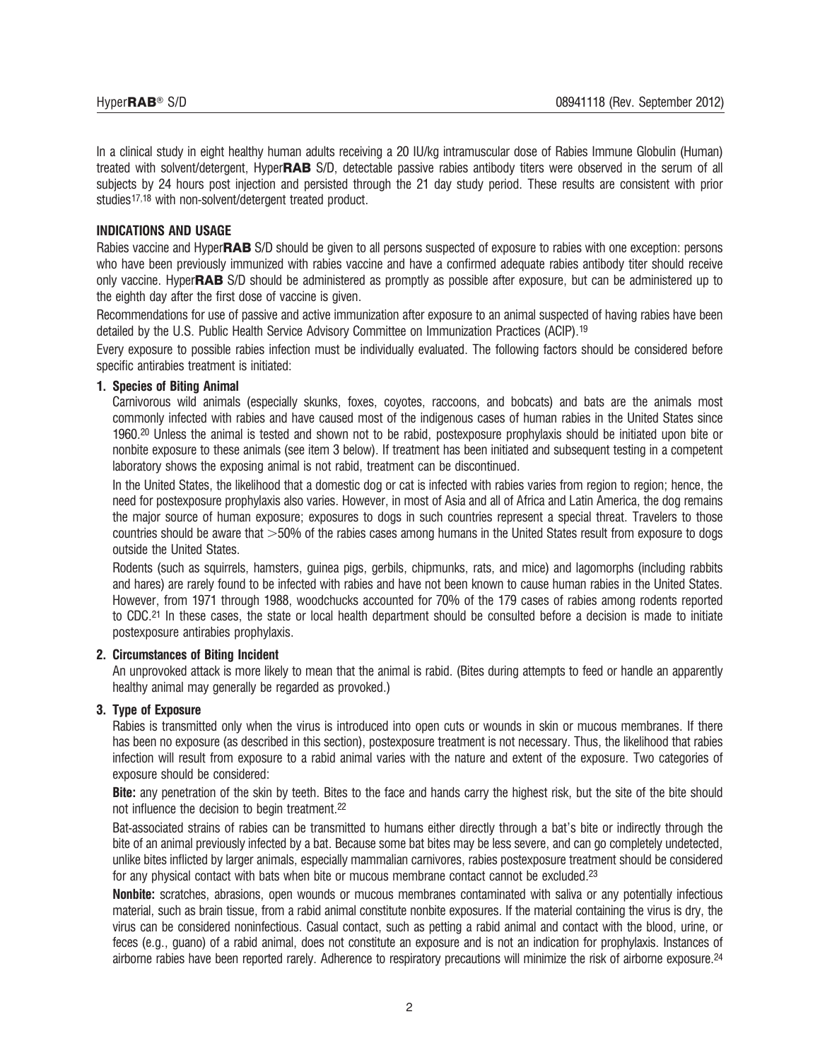In a clinical study in eight healthy human adults receiving a 20 IU/kg intramuscular dose of Rabies Immune Globulin (Human) treated with solvent/detergent, Hyper**RAB** S/D, detectable passive rabies antibody titers were observed in the serum of all subjects by 24 hours post injection and persisted through the 21 day study period. These results are consistent with prior studies[17,18] with non-solvent/detergent treated product.

## INDICATIONS AND USAGE

Rabies vaccine and Hyper**RAB** S/D should be given to all persons suspected of exposure to rabies with one exception: persons who have been previously immunized with rabies vaccine and have a confirmed adequate rabies antibody titer should receive only vaccine. Hyper**RAB** S/D should be administered as promptly as possible after exposure, but can be administered up to the eighth day after the first dose of vaccine is given.

Recommendations for use of passive and active immunization after exposure to an animal suspected of having rabies have been detailed by the U.S. Public Health Service Advisory Committee on Immunization Practices (ACIP).[19]

Every exposure to possible rabies infection must be individually evaluated. The following factors should be considered before specific antirabies treatment is initiated:

### 1. Species of Biting Animal

Carnivorous wild animals (especially skunks, foxes, coyotes, raccoons, and bobcats) and bats are the animals most commonly infected with rabies and have caused most of the indigenous cases of human rabies in the United States since 1960.[20] Unless the animal is tested and shown not to be rabid, postexposure prophylaxis should be initiated upon bite or nonbite exposure to these animals (see item 3 below). If treatment has been initiated and subsequent testing in a competent laboratory shows the exposing animal is not rabid, treatment can be discontinued.

In the United States, the likelihood that a domestic dog or cat is infected with rabies varies from region to region; hence, the need for postexposure prophylaxis also varies. However, in most of Asia and all of Africa and Latin America, the dog remains the major source of human exposure; exposures to dogs in such countries represent a special threat. Travelers to those countries should be aware that >50% of the rabies cases among humans in the United States result from exposure to dogs outside the United States.

Rodents (such as squirrels, hamsters, guinea pigs, gerbils, chipmunks, rats, and mice) and lagomorphs (including rabbits and hares) are rarely found to be infected with rabies and have not been known to cause human rabies in the United States. However, from 1971 through 1988, woodchucks accounted for 70% of the 179 cases of rabies among rodents reported to CDC.[21] In these cases, the state or local health department should be consulted before a decision is made to initiate postexposure antirabies prophylaxis.

### 2. Circumstances of Biting Incident

An unprovoked attack is more likely to mean that the animal is rabid. (Bites during attempts to feed or handle an apparently healthy animal may generally be regarded as provoked.)

### 3. Type of Exposure

Rabies is transmitted only when the virus is introduced into open cuts or wounds in skin or mucous membranes. If there has been no exposure (as described in this section), postexposure treatment is not necessary. Thus, the likelihood that rabies infection will result from exposure to a rabid animal varies with the nature and extent of the exposure. Two categories of exposure should be considered:

**Bite:** any penetration of the skin by teeth. Bites to the face and hands carry the highest risk, but the site of the bite should not influence the decision to begin treatment.[22]

Bat-associated strains of rabies can be transmitted to humans either directly through a bat's bite or indirectly through the bite of an animal previously infected by a bat. Because some bat bites may be less severe, and can go completely undetected, unlike bites inflicted by larger animals, especially mammalian carnivores, rabies postexposure treatment should be considered for any physical contact with bats when bite or mucous membrane contact cannot be excluded.[23]

**Nonbite:** scratches, abrasions, open wounds or mucous membranes contaminated with saliva or any potentially infectious material, such as brain tissue, from a rabid animal constitute nonbite exposures. If the material containing the virus is dry, the virus can be considered noninfectious. Casual contact, such as petting a rabid animal and contact with the blood, urine, or feces (e.g., guano) of a rabid animal, does not constitute an exposure and is not an indication for prophylaxis. Instances of airborne rabies have been reported rarely. Adherence to respiratory precautions will minimize the risk of airborne exposure.[24]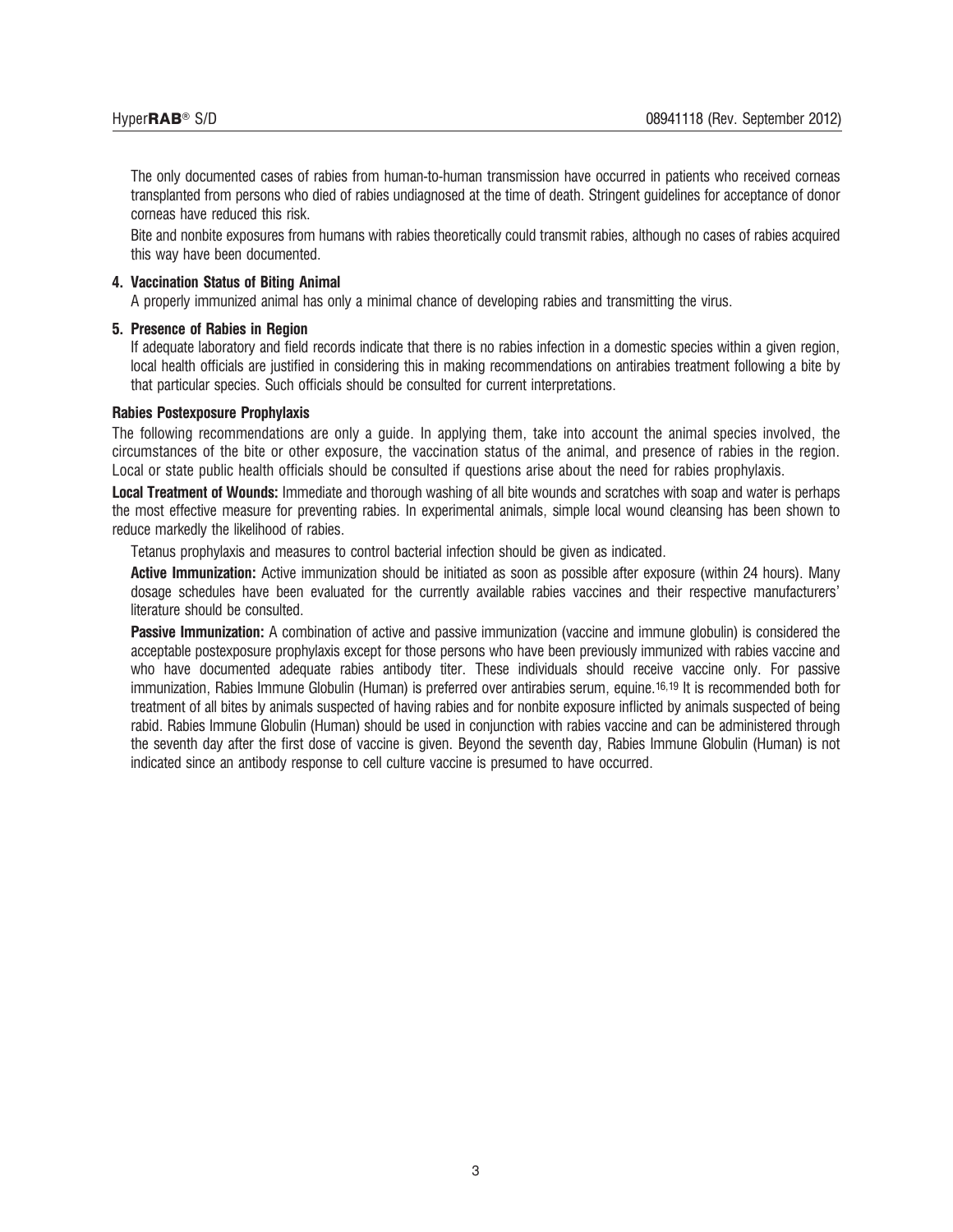The only documented cases of rabies from human-to-human transmission have occurred in patients who received corneas transplanted from persons who died of rabies undiagnosed at the time of death. Stringent guidelines for acceptance of donor corneas have reduced this risk.

Bite and nonbite exposures from humans with rabies theoretically could transmit rabies, although no cases of rabies acquired this way have been documented.

**4. Vaccination Status of Biting Animal**

A properly immunized animal has only a minimal chance of developing rabies and transmitting the virus.

**5. Presence of Rabies in Region**

If adequate laboratory and field records indicate that there is no rabies infection in a domestic species within a given region, local health officials are justified in considering this in making recommendations on antirabies treatment following a bite by that particular species. Such officials should be consulted for current interpretations.

**Rabies Postexposure Prophylaxis**

The following recommendations are only a guide. In applying them, take into account the animal species involved, the circumstances of the bite or other exposure, the vaccination status of the animal, and presence of rabies in the region. Local or state public health officials should be consulted if questions arise about the need for rabies prophylaxis.

**Local Treatment of Wounds:** Immediate and thorough washing of all bite wounds and scratches with soap and water is perhaps the most effective measure for preventing rabies. In experimental animals, simple local wound cleansing has been shown to reduce markedly the likelihood of rabies.

Tetanus prophylaxis and measures to control bacterial infection should be given as indicated.

**Active Immunization:** Active immunization should be initiated as soon as possible after exposure (within 24 hours). Many dosage schedules have been evaluated for the currently available rabies vaccines and their respective manufacturers' literature should be consulted.

**Passive Immunization:** A combination of active and passive immunization (vaccine and immune globulin) is considered the acceptable postexposure prophylaxis except for those persons who have been previously immunized with rabies vaccine and who have documented adequate rabies antibody titer. These individuals should receive vaccine only. For passive immunization, Rabies Immune Globulin (Human) is preferred over antirabies serum, equine.[16,19] It is recommended both for treatment of all bites by animals suspected of having rabies and for nonbite exposure inflicted by animals suspected of being rabid. Rabies Immune Globulin (Human) should be used in conjunction with rabies vaccine and can be administered through the seventh day after the first dose of vaccine is given. Beyond the seventh day, Rabies Immune Globulin (Human) is not indicated since an antibody response to cell culture vaccine is presumed to have occurred.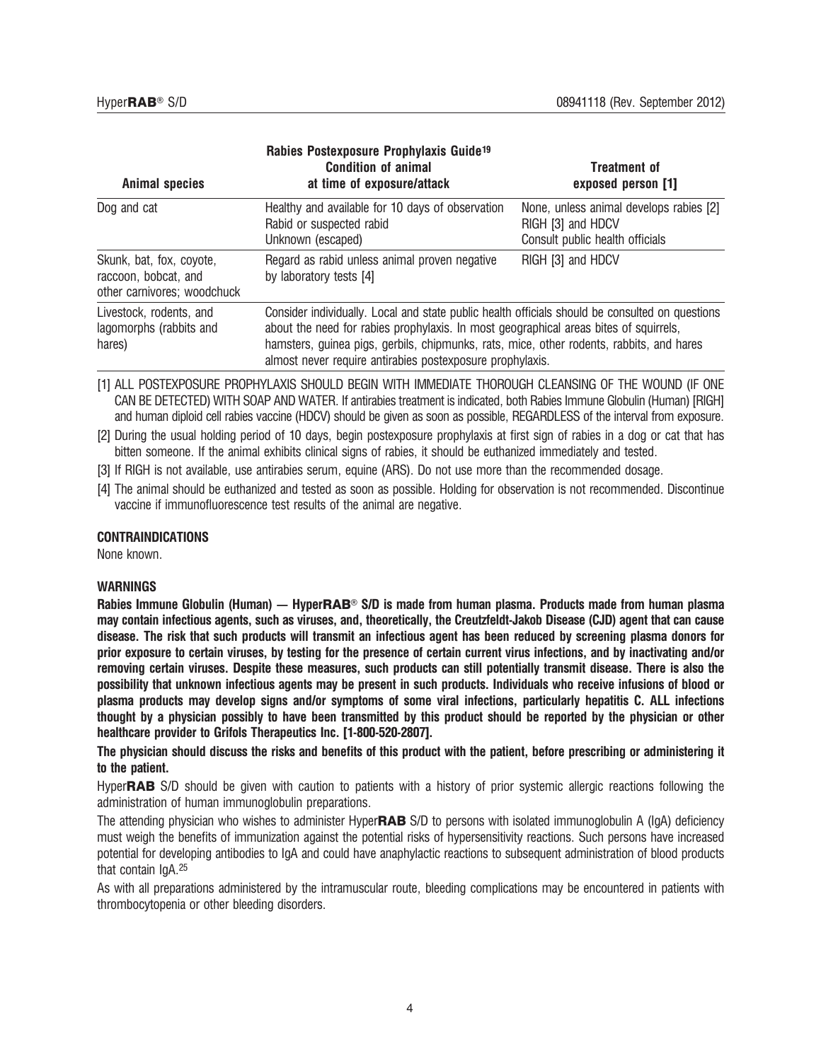**Rabies Postexposure Prophylaxis Guide[19]**

| Animal species | Condition of animal at time of exposure/attack | Treatment of exposed person [1] |
|---|---|---|
| Dog and cat | Healthy and available for 10 days of observation<br>Rabid or suspected rabid<br>Unknown (escaped) | None, unless animal develops rabies [2]<br>RIGH [3] and HDCV<br>Consult public health officials |
| Skunk, bat, fox, coyote, raccoon, bobcat, and other carnivores; woodchuck | Regard as rabid unless animal proven negative by laboratory tests [4] | RIGH [3] and HDCV |
| Livestock, rodents, and lagomorphs (rabbits and hares) | Consider individually. Local and state public health officials should be consulted on questions about the need for rabies prophylaxis. In most geographical areas bites of squirrels, hamsters, guinea pigs, gerbils, chipmunks, rats, mice, other rodents, rabbits, and hares almost never require antirabies postexposure prophylaxis. | |

[1] ALL POSTEXPOSURE PROPHYLAXIS SHOULD BEGIN WITH IMMEDIATE THOROUGH CLEANSING OF THE WOUND (IF ONE CAN BE DETECTED) WITH SOAP AND WATER. If antirabies treatment is indicated, both Rabies Immune Globulin (Human) [RIGH] and human diploid cell rabies vaccine (HDCV) should be given as soon as possible, REGARDLESS of the interval from exposure.

[2] During the usual holding period of 10 days, begin postexposure prophylaxis at first sign of rabies in a dog or cat that has bitten someone. If the animal exhibits clinical signs of rabies, it should be euthanized immediately and tested.

[3] If RIGH is not available, use antirabies serum, equine (ARS). Do not use more than the recommended dosage.

[4] The animal should be euthanized and tested as soon as possible. Holding for observation is not recommended. Discontinue vaccine if immunofluorescence test results of the animal are negative.

### CONTRAINDICATIONS

None known.

### WARNINGS

**Rabies Immune Globulin (Human) — HyperRAB® S/D is made from human plasma. Products made from human plasma may contain infectious agents, such as viruses, and, theoretically, the Creutzfeldt-Jakob Disease (CJD) agent that can cause disease. The risk that such products will transmit an infectious agent has been reduced by screening plasma donors for prior exposure to certain viruses, by testing for the presence of certain current virus infections, and by inactivating and/or removing certain viruses. Despite these measures, such products can still potentially transmit disease. There is also the possibility that unknown infectious agents may be present in such products. Individuals who receive infusions of blood or plasma products may develop signs and/or symptoms of some viral infections, particularly hepatitis C. ALL infections thought by a physician possibly to have been transmitted by this product should be reported by the physician or other healthcare provider to Grifols Therapeutics Inc. [1-800-520-2807].**

**The physician should discuss the risks and benefits of this product with the patient, before prescribing or administering it to the patient.**

Hyper**RAB** S/D should be given with caution to patients with a history of prior systemic allergic reactions following the administration of human immunoglobulin preparations.

The attending physician who wishes to administer Hyper**RAB** S/D to persons with isolated immunoglobulin A (IgA) deficiency must weigh the benefits of immunization against the potential risks of hypersensitivity reactions. Such persons have increased potential for developing antibodies to IgA and could have anaphylactic reactions to subsequent administration of blood products that contain IgA.[25]

As with all preparations administered by the intramuscular route, bleeding complications may be encountered in patients with thrombocytopenia or other bleeding disorders.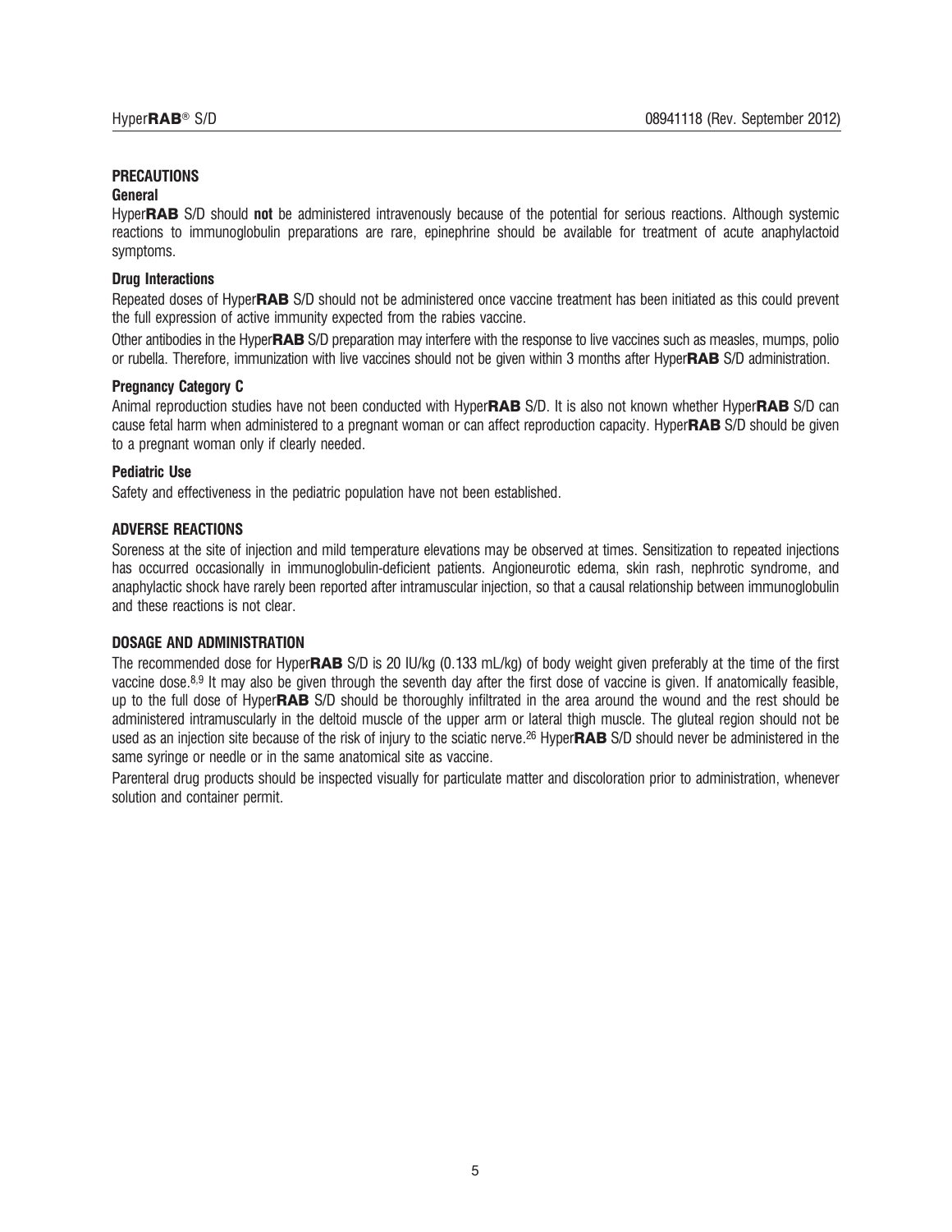## PRECAUTIONS

### General

Hyper**RAB** S/D should **not** be administered intravenously because of the potential for serious reactions. Although systemic reactions to immunoglobulin preparations are rare, epinephrine should be available for treatment of acute anaphylactoid symptoms.

### Drug Interactions

Repeated doses of Hyper**RAB** S/D should not be administered once vaccine treatment has been initiated as this could prevent the full expression of active immunity expected from the rabies vaccine.

Other antibodies in the Hyper**RAB** S/D preparation may interfere with the response to live vaccines such as measles, mumps, polio or rubella. Therefore, immunization with live vaccines should not be given within 3 months after Hyper**RAB** S/D administration.

### Pregnancy Category C

Animal reproduction studies have not been conducted with Hyper**RAB** S/D. It is also not known whether Hyper**RAB** S/D can cause fetal harm when administered to a pregnant woman or can affect reproduction capacity. Hyper**RAB** S/D should be given to a pregnant woman only if clearly needed.

### Pediatric Use

Safety and effectiveness in the pediatric population have not been established.

## ADVERSE REACTIONS

Soreness at the site of injection and mild temperature elevations may be observed at times. Sensitization to repeated injections has occurred occasionally in immunoglobulin-deficient patients. Angioneurotic edema, skin rash, nephrotic syndrome, and anaphylactic shock have rarely been reported after intramuscular injection, so that a causal relationship between immunoglobulin and these reactions is not clear.

## DOSAGE AND ADMINISTRATION

The recommended dose for Hyper**RAB** S/D is 20 IU/kg (0.133 mL/kg) of body weight given preferably at the time of the first vaccine dose.[8,9] It may also be given through the seventh day after the first dose of vaccine is given. If anatomically feasible, up to the full dose of Hyper**RAB** S/D should be thoroughly infiltrated in the area around the wound and the rest should be administered intramuscularly in the deltoid muscle of the upper arm or lateral thigh muscle. The gluteal region should not be used as an injection site because of the risk of injury to the sciatic nerve.[26] Hyper**RAB** S/D should never be administered in the same syringe or needle or in the same anatomical site as vaccine.

Parenteral drug products should be inspected visually for particulate matter and discoloration prior to administration, whenever solution and container permit.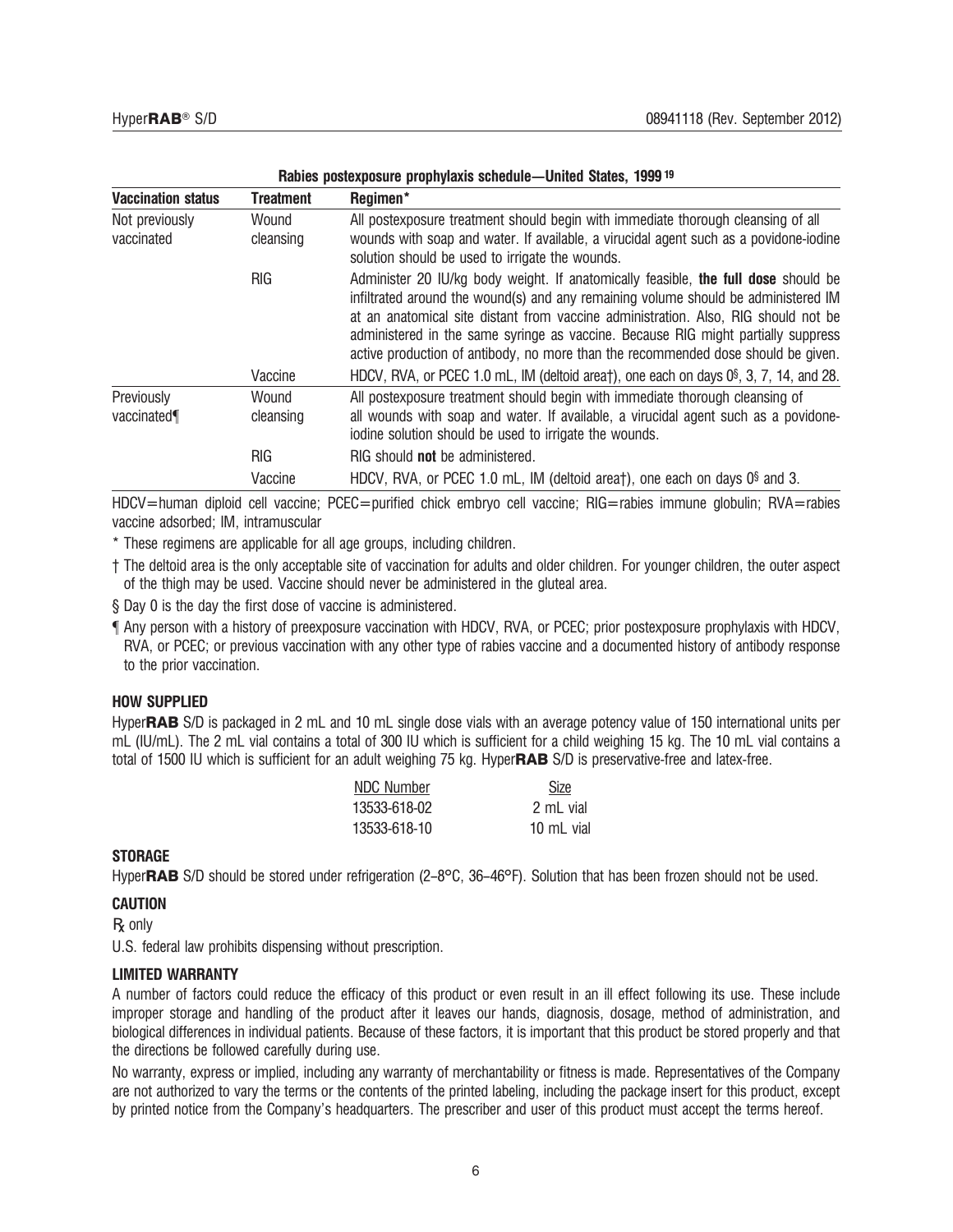**Rabies postexposure prophylaxis schedule—United States, 1999** [19]

| Vaccination status | Treatment | Regimen* |
|---|---|---|
| Not previously vaccinated | Wound cleansing | All postexposure treatment should begin with immediate thorough cleansing of all wounds with soap and water. If available, a virucidal agent such as a povidone-iodine solution should be used to irrigate the wounds. |
| | RIG | Administer 20 IU/kg body weight. If anatomically feasible, **the full dose** should be infiltrated around the wound(s) and any remaining volume should be administered IM at an anatomical site distant from vaccine administration. Also, RIG should not be administered in the same syringe as vaccine. Because RIG might partially suppress active production of antibody, no more than the recommended dose should be given. |
| | Vaccine | HDCV, RVA, or PCEC 1.0 mL, IM (deltoid area†), one each on days 0§, 3, 7, 14, and 28. |
| Previously vaccinated¶ | Wound cleansing | All postexposure treatment should begin with immediate thorough cleansing of all wounds with soap and water. If available, a virucidal agent such as a povidone-iodine solution should be used to irrigate the wounds. |
| | RIG | RIG should **not** be administered. |
| | Vaccine | HDCV, RVA, or PCEC 1.0 mL, IM (deltoid area†), one each on days 0§ and 3. |

HDCV=human diploid cell vaccine; PCEC=purified chick embryo cell vaccine; RIG=rabies immune globulin; RVA=rabies vaccine adsorbed; IM, intramuscular

* These regimens are applicable for all age groups, including children.

† The deltoid area is the only acceptable site of vaccination for adults and older children. For younger children, the outer aspect of the thigh may be used. Vaccine should never be administered in the gluteal area.

§ Day 0 is the day the first dose of vaccine is administered.

¶ Any person with a history of preexposure vaccination with HDCV, RVA, or PCEC; prior postexposure prophylaxis with HDCV, RVA, or PCEC; or previous vaccination with any other type of rabies vaccine and a documented history of antibody response to the prior vaccination.

## HOW SUPPLIED

Hyper**RAB** S/D is packaged in 2 mL and 10 mL single dose vials with an average potency value of 150 international units per mL (IU/mL). The 2 mL vial contains a total of 300 IU which is sufficient for a child weighing 15 kg. The 10 mL vial contains a total of 1500 IU which is sufficient for an adult weighing 75 kg. Hyper**RAB** S/D is preservative-free and latex-free.

| NDC Number | Size |
|---|---|
| 13533-618-02 | 2 mL vial |
| 13533-618-10 | 10 mL vial |

## STORAGE

Hyper**RAB** S/D should be stored under refrigeration (2–8°C, 36–46°F). Solution that has been frozen should not be used.

## CAUTION

℞ only

U.S. federal law prohibits dispensing without prescription.

## LIMITED WARRANTY

A number of factors could reduce the efficacy of this product or even result in an ill effect following its use. These include improper storage and handling of the product after it leaves our hands, diagnosis, dosage, method of administration, and biological differences in individual patients. Because of these factors, it is important that this product be stored properly and that the directions be followed carefully during use.

No warranty, express or implied, including any warranty of merchantability or fitness is made. Representatives of the Company are not authorized to vary the terms or the contents of the printed labeling, including the package insert for this product, except by printed notice from the Company's headquarters. The prescriber and user of this product must accept the terms hereof.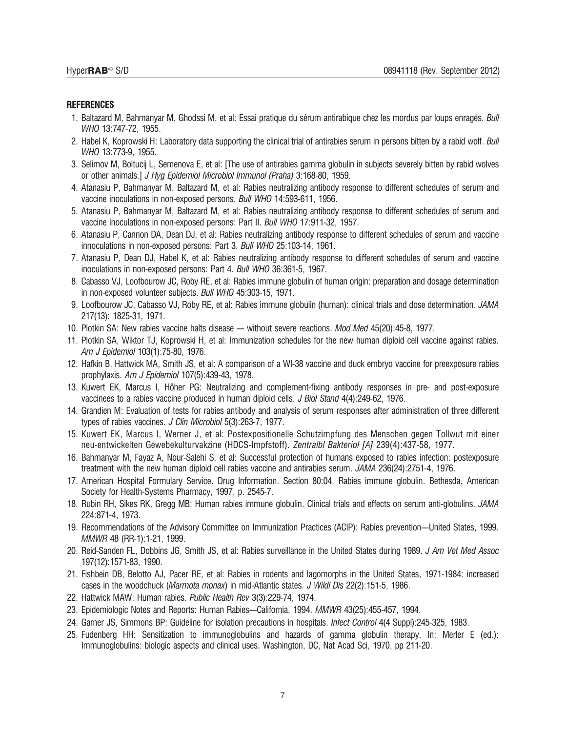## REFERENCES

1. Baltazard M, Bahmanyar M, Ghodssi M, et al: Essai pratique du sérum antirabique chez les mordus par loups enragés. *Bull WHO* 13:747-72, 1955.
2. Habel K, Koprowski H: Laboratory data supporting the clinical trial of antirabies serum in persons bitten by a rabid wolf. *Bull WHO* 13:773-9, 1955.
3. Selimov M, Boltucij L, Semenova E, et al: [The use of antirabies gamma globulin in subjects severely bitten by rabid wolves or other animals.] *J Hyg Epidemiol Microbiol Immunol (Praha)* 3:168-80, 1959.
4. Atanasiu P, Bahmanyar M, Baltazard M, et al: Rabies neutralizing antibody response to different schedules of serum and vaccine inoculations in non-exposed persons. *Bull WHO* 14:593-611, 1956.
5. Atanasiu P, Bahmanyar M, Baltazard M, et al: Rabies neutralizing antibody response to different schedules of serum and vaccine inoculations in non-exposed persons: Part II. *Bull WHO* 17:911-32, 1957.
6. Atanasiu P, Cannon DA, Dean DJ, et al: Rabies neutralizing antibody response to different schedules of serum and vaccine innoculations in non-exposed persons: Part 3. *Bull WHO* 25:103-14, 1961.
7. Atanasiu P, Dean DJ, Habel K, et al: Rabies neutralizing antibody response to different schedules of serum and vaccine inoculations in non-exposed persons: Part 4. *Bull WHO* 36:361-5, 1967.
8. Cabasso VJ, Loofbourow JC, Roby RE, et al: Rabies immune globulin of human origin: preparation and dosage determination in non-exposed volunteer subjects. *Bull WHO* 45:303-15, 1971.
9. Loofbourow JC, Cabasso VJ, Roby RE, et al: Rabies immune globulin (human): clinical trials and dose determination. *JAMA* 217(13): 1825-31, 1971.
10. Plotkin SA: New rabies vaccine halts disease — without severe reactions. *Mod Med* 45(20):45-8, 1977.
11. Plotkin SA, Wiktor TJ, Koprowski H, et al: Immunization schedules for the new human diploid cell vaccine against rabies. *Am J Epidemiol* 103(1):75-80, 1976.
12. Hafkin B, Hattwick MA, Smith JS, et al: A comparison of a WI-38 vaccine and duck embryo vaccine for preexposure rabies prophylaxis. *Am J Epidemiol* 107(5):439-43, 1978.
13. Kuwert EK, Marcus I, Höher PG: Neutralizing and complement-fixing antibody responses in pre- and post-exposure vaccinees to a rabies vaccine produced in human diploid cells. *J Biol Stand* 4(4):249-62, 1976.
14. Grandien M: Evaluation of tests for rabies antibody and analysis of serum responses after administration of three different types of rabies vaccines. *J Clin Microbiol* 5(3):263-7, 1977.
15. Kuwert EK, Marcus I, Werner J, et al: Postexpositionelle Schutzimpfung des Menschen gegen Tollwut mit einer neu-entwickelten Gewebekulturvakzine (HDCS-Impfstoff). *Zentralbl Bakteriol [A]* 239(4):437-58, 1977.
16. Bahmanyar M, Fayaz A, Nour-Salehi S, et al: Successful protection of humans exposed to rabies infection: postexposure treatment with the new human diploid cell rabies vaccine and antirabies serum. *JAMA* 236(24):2751-4, 1976.
17. American Hospital Formulary Service. Drug Information. Section 80:04. Rabies immune globulin. Bethesda, American Society for Health-Systems Pharmacy, 1997, p. 2545-7.
18. Rubin RH, Sikes RK, Gregg MB: Human rabies immune globulin. Clinical trials and effects on serum anti-globulins. *JAMA* 224:871-4, 1973.
19. Recommendations of the Advisory Committee on Immunization Practices (ACIP): Rabies prevention—United States, 1999. *MMWR* 48 (RR-1):1-21, 1999.
20. Reid-Sanden FL, Dobbins JG, Smith JS, et al: Rabies surveillance in the United States during 1989. *J Am Vet Med Assoc* 197(12):1571-83, 1990.
21. Fishbein DB, Belotto AJ, Pacer RE, et al: Rabies in rodents and lagomorphs in the United States, 1971-1984: increased cases in the woodchuck (*Marmota monax*) in mid-Atlantic states. *J Wildl Dis* 22(2):151-5, 1986.
22. Hattwick MAW: Human rabies. *Public Health Rev* 3(3):229-74, 1974.
23. Epidemiologic Notes and Reports: Human Rabies—California, 1994. *MMWR* 43(25):455-457, 1994.
24. Garner JS, Simmons BP: Guideline for isolation precautions in hospitals. *Infect Control* 4(4 Suppl):245-325, 1983.
25. Fudenberg HH: Sensitization to immunoglobulins and hazards of gamma globulin therapy. In: Merler E (ed.): Immunoglobulins: biologic aspects and clinical uses. Washington, DC, Nat Acad Sci, 1970, pp 211-20.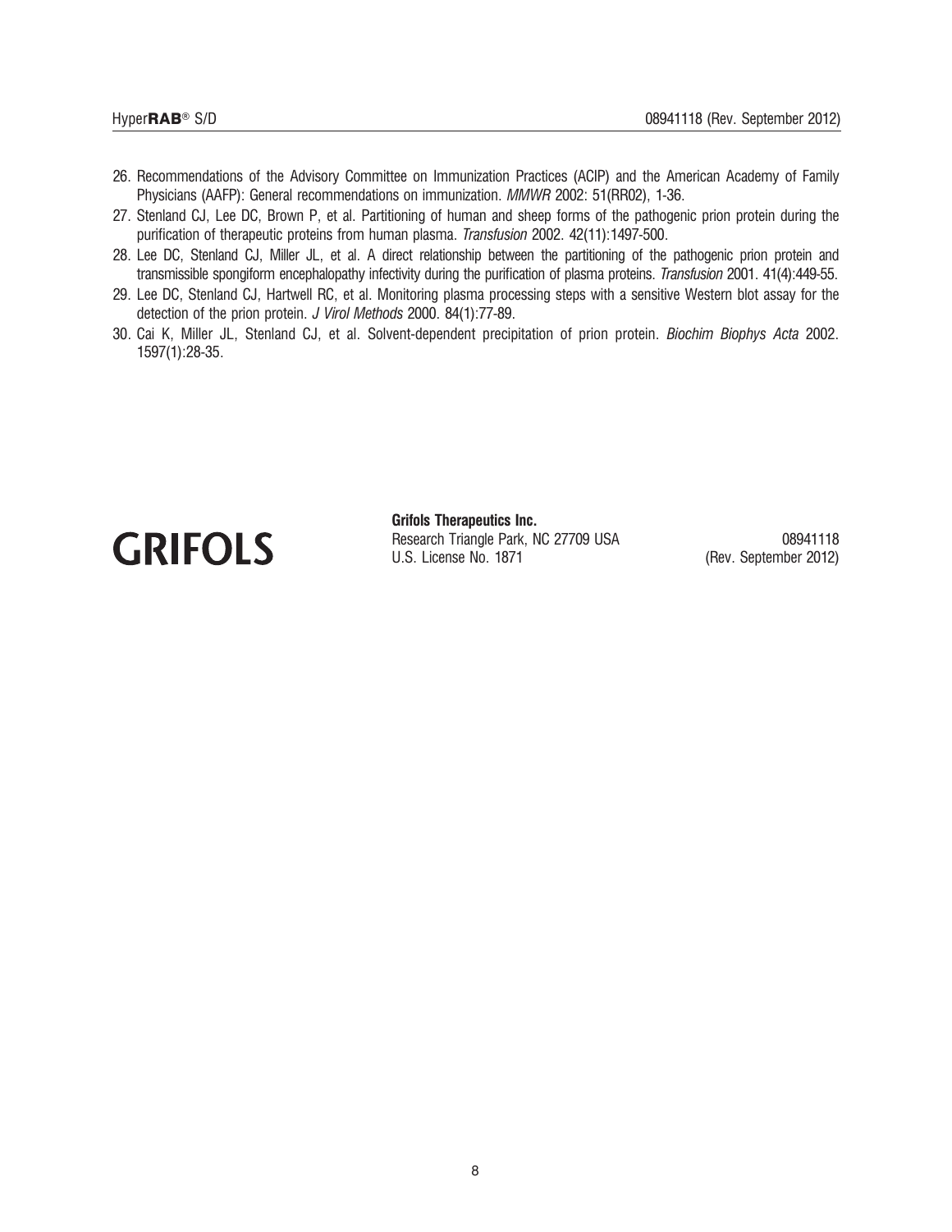26. Recommendations of the Advisory Committee on Immunization Practices (ACIP) and the American Academy of Family Physicians (AAFP): General recommendations on immunization. *MMWR* 2002: 51(RR02), 1-36.
27. Stenland CJ, Lee DC, Brown P, et al. Partitioning of human and sheep forms of the pathogenic prion protein during the purification of therapeutic proteins from human plasma. *Transfusion* 2002. 42(11):1497-500.
28. Lee DC, Stenland CJ, Miller JL, et al. A direct relationship between the partitioning of the pathogenic prion protein and transmissible spongiform encephalopathy infectivity during the purification of plasma proteins. *Transfusion* 2001. 41(4):449-55.
29. Lee DC, Stenland CJ, Hartwell RC, et al. Monitoring plasma processing steps with a sensitive Western blot assay for the detection of the prion protein. *J Virol Methods* 2000. 84(1):77-89.
30. Cai K, Miller JL, Stenland CJ, et al. Solvent-dependent precipitation of prion protein. *Biochim Biophys Acta* 2002. 1597(1):28-35.

GRIFOLS

**Grifols Therapeutics Inc.**
Research Triangle Park, NC 27709 USA
U.S. License No. 1871

08941118
(Rev. September 2012)